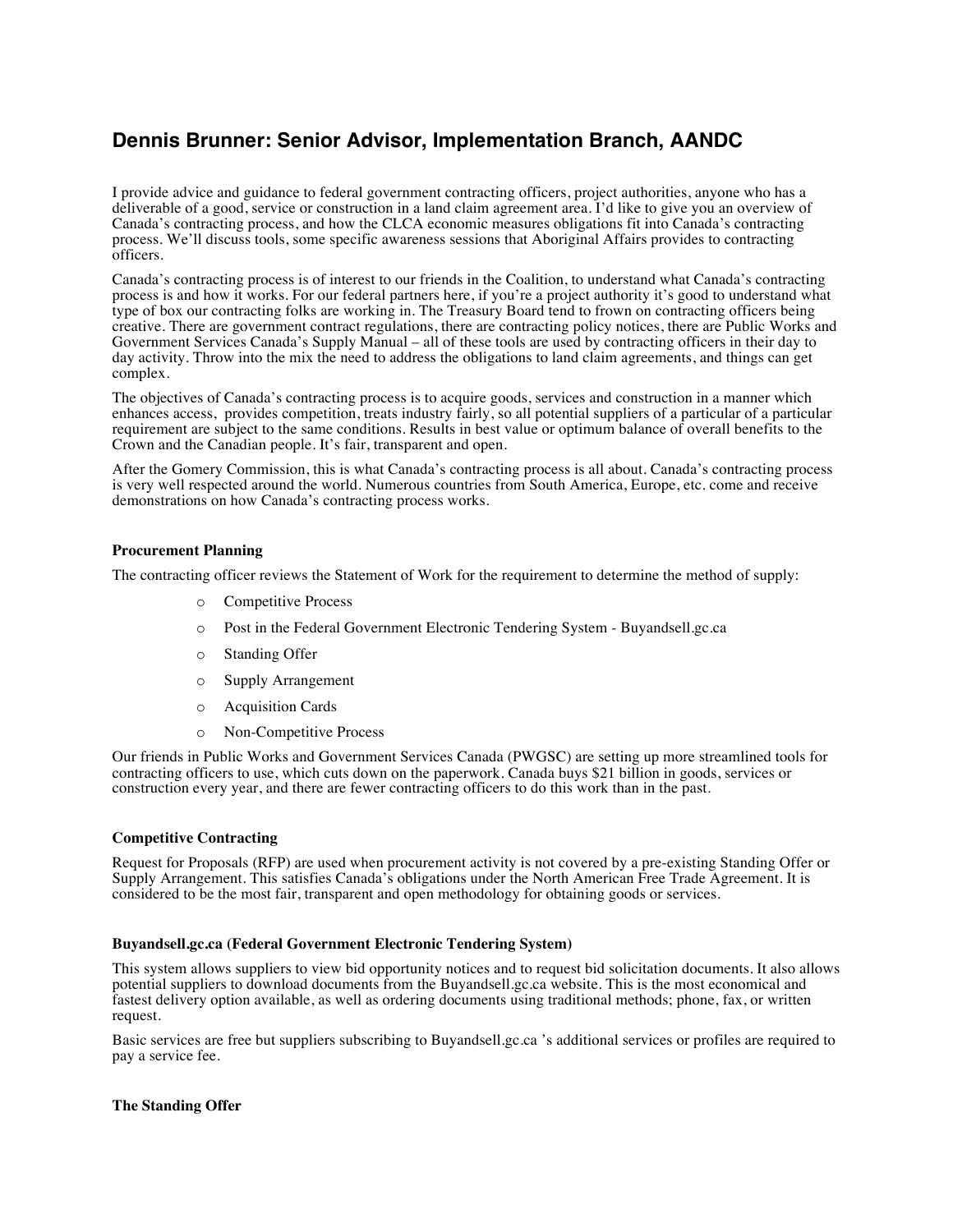# Dennis Brunner: Senior Advisor, Implementation Branch, AANDC

I provide advice and guidance to federal government contracting officers, project authorities, anyone who has a deliverable of a good, service or construction in a land claim agreement area. I'd like to give you an overview of Canada's contracting process, and how the CLCA economic measures obligations fit into Canada's contracting process. We'll discuss tools, some specific awareness sessions that Aboriginal Affairs provides to contracting officers.

Canada's contracting process is of interest to our friends in the Coalition, to understand what Canada's contracting process is and how it works. For our federal partners here, if you're a project authority it's good to understand what type of box our contracting folks are working in. The Treasury Board tend to frown on contracting officers being creative. There are government contract regulations, there are contracting policy notices, there are Public Works and Government Services Canada's Supply Manual – all of these tools are used by contracting officers in their day to day activity. Throw into the mix the need to address the obligations to land claim agreements, and things can get complex.

The objectives of Canada's contracting process is to acquire goods, services and construction in a manner which enhances access, provides competition, treats industry fairly, so all potential suppliers of a particular of a particular requirement are subject to the same conditions. Results in best value or optimum balance of overall benefits to the Crown and the Canadian people. It's fair, transparent and open.

After the Gomery Commission, this is what Canada's contracting process is all about. Canada's contracting process is very well respected around the world. Numerous countries from South America, Europe, etc. come and receive demonstrations on how Canada's contracting process works.

### Procurement Planning

The contracting officer reviews the Statement of Work for the requirement to determine the method of supply:

- Competitive Process
- Post in the Federal Government Electronic Tendering System - Buyandsell.gc.ca
- Standing Offer
- Supply Arrangement
- Acquisition Cards
- Non-Competitive Process

Our friends in Public Works and Government Services Canada (PWGSC) are setting up more streamlined tools for contracting officers to use, which cuts down on the paperwork. Canada buys $21 billion in goods, services or construction every year, and there are fewer contracting officers to do this work than in the past.

### Competitive Contracting

Request for Proposals (RFP) are used when procurement activity is not covered by a pre-existing Standing Offer or Supply Arrangement. This satisfies Canada's obligations under the North American Free Trade Agreement. It is considered to be the most fair, transparent and open methodology for obtaining goods or services.

### Buyandsell.gc.ca (Federal Government Electronic Tendering System)

This system allows suppliers to view bid opportunity notices and to request bid solicitation documents. It also allows potential suppliers to download documents from the Buyandsell.gc.ca website. This is the most economical and fastest delivery option available, as well as ordering documents using traditional methods; phone, fax, or written request.

Basic services are free but suppliers subscribing to Buyandsell.gc.ca 's additional services or profiles are required to pay a service fee.

### The Standing Offer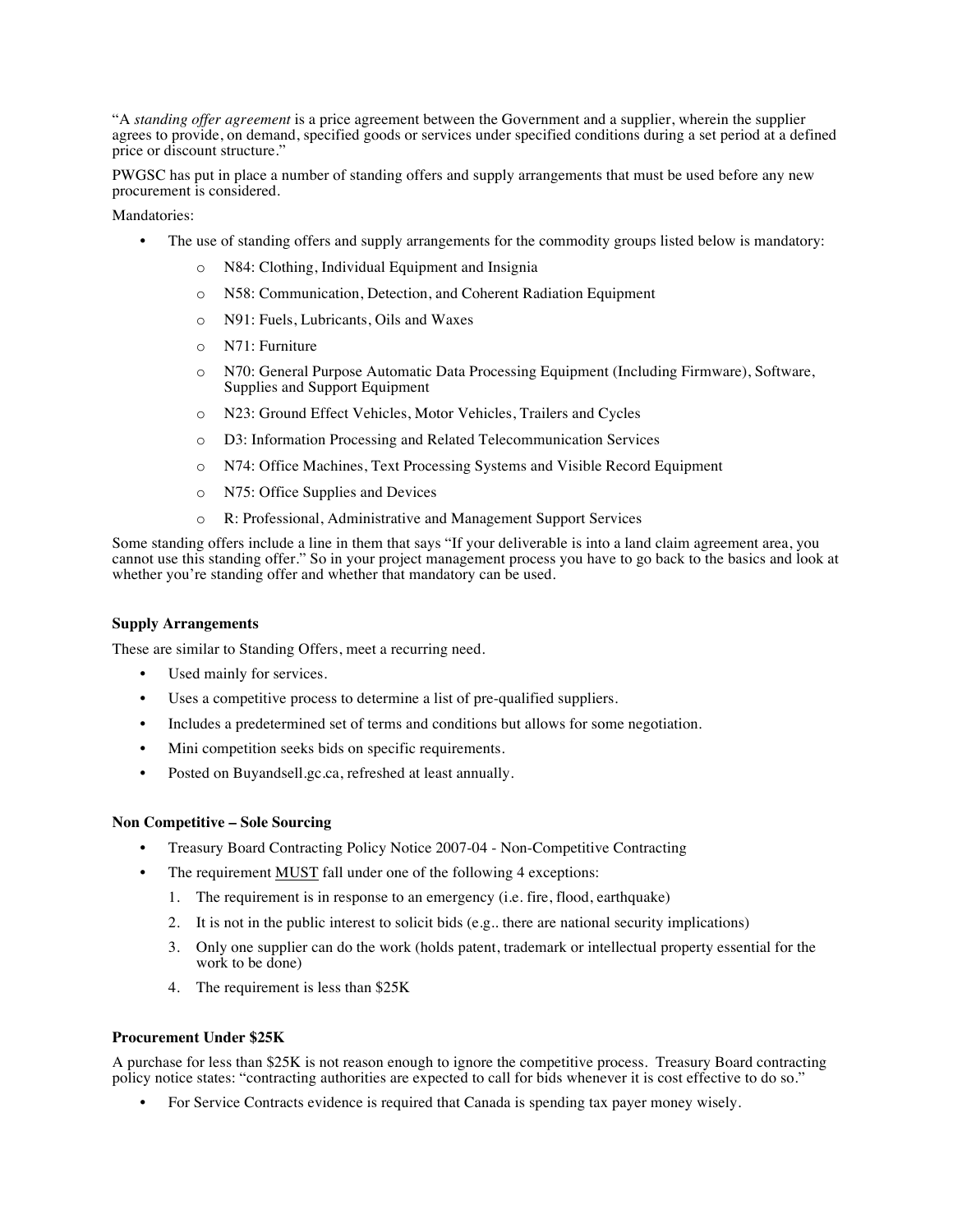"A *standing offer agreement* is a price agreement between the Government and a supplier, wherein the supplier agrees to provide, on demand, specified goods or services under specified conditions during a set period at a defined price or discount structure."

PWGSC has put in place a number of standing offers and supply arrangements that must be used before any new procurement is considered.

Mandatories:

- The use of standing offers and supply arrangements for the commodity groups listed below is mandatory:
  - N84: Clothing, Individual Equipment and Insignia
  - N58: Communication, Detection, and Coherent Radiation Equipment
  - N91: Fuels, Lubricants, Oils and Waxes
  - N71: Furniture
  - N70: General Purpose Automatic Data Processing Equipment (Including Firmware), Software, Supplies and Support Equipment
  - N23: Ground Effect Vehicles, Motor Vehicles, Trailers and Cycles
  - D3: Information Processing and Related Telecommunication Services
  - N74: Office Machines, Text Processing Systems and Visible Record Equipment
  - N75: Office Supplies and Devices
  - R: Professional, Administrative and Management Support Services

Some standing offers include a line in them that says "If your deliverable is into a land claim agreement area, you cannot use this standing offer." So in your project management process you have to go back to the basics and look at whether you're standing offer and whether that mandatory can be used.

**Supply Arrangements**

These are similar to Standing Offers, meet a recurring need.

- Used mainly for services.
- Uses a competitive process to determine a list of pre-qualified suppliers.
- Includes a predetermined set of terms and conditions but allows for some negotiation.
- Mini competition seeks bids on specific requirements.
- Posted on Buyandsell.gc.ca, refreshed at least annually.

**Non Competitive – Sole Sourcing**

- Treasury Board Contracting Policy Notice 2007-04 - Non-Competitive Contracting
- The requirement MUST fall under one of the following 4 exceptions:
  1. The requirement is in response to an emergency (i.e. fire, flood, earthquake)
  2. It is not in the public interest to solicit bids (e.g.. there are national security implications)
  3. Only one supplier can do the work (holds patent, trademark or intellectual property essential for the work to be done)
  4. The requirement is less than $25K

**Procurement Under $25K**

A purchase for less than $25K is not reason enough to ignore the competitive process. Treasury Board contracting policy notice states: "contracting authorities are expected to call for bids whenever it is cost effective to do so."

- For Service Contracts evidence is required that Canada is spending tax payer money wisely.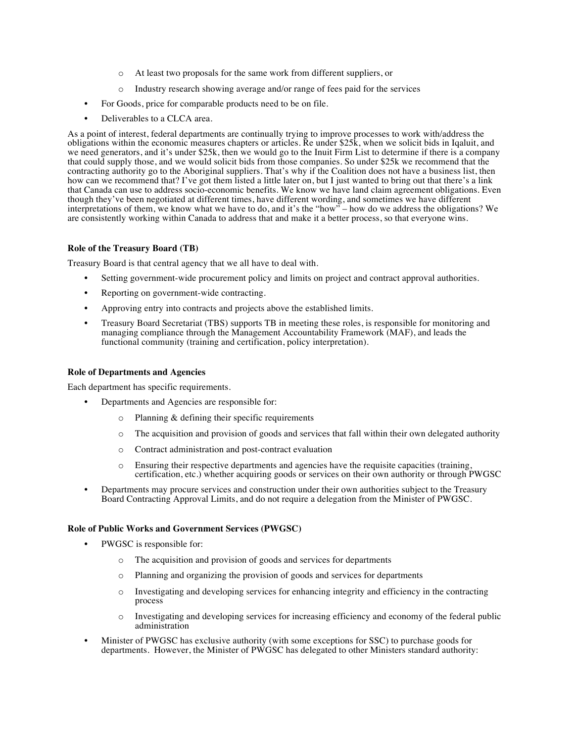- At least two proposals for the same work from different suppliers, or
  - Industry research showing average and/or range of fees paid for the services
- For Goods, price for comparable products need to be on file.
- Deliverables to a CLCA area.

As a point of interest, federal departments are continually trying to improve processes to work with/address the obligations within the economic measures chapters or articles. Re under $25k, when we solicit bids in Iqaluit, and we need generators, and it's under $25k, then we would go to the Inuit Firm List to determine if there is a company that could supply those, and we would solicit bids from those companies. So under $25k we recommend that the contracting authority go to the Aboriginal suppliers. That's why if the Coalition does not have a business list, then how can we recommend that? I've got them listed a little later on, but I just wanted to bring out that there's a link that Canada can use to address socio-economic benefits. We know we have land claim agreement obligations. Even though they've been negotiated at different times, have different wording, and sometimes we have different interpretations of them, we know what we have to do, and it's the "how" – how do we address the obligations? We are consistently working within Canada to address that and make it a better process, so that everyone wins.

**Role of the Treasury Board (TB)**

Treasury Board is that central agency that we all have to deal with.

- Setting government-wide procurement policy and limits on project and contract approval authorities.
- Reporting on government-wide contracting.
- Approving entry into contracts and projects above the established limits.
- Treasury Board Secretariat (TBS) supports TB in meeting these roles, is responsible for monitoring and managing compliance through the Management Accountability Framework (MAF), and leads the functional community (training and certification, policy interpretation).

**Role of Departments and Agencies**

Each department has specific requirements.

- Departments and Agencies are responsible for:
  - Planning & defining their specific requirements
  - The acquisition and provision of goods and services that fall within their own delegated authority
  - Contract administration and post-contract evaluation
  - Ensuring their respective departments and agencies have the requisite capacities (training, certification, etc.) whether acquiring goods or services on their own authority or through PWGSC
- Departments may procure services and construction under their own authorities subject to the Treasury Board Contracting Approval Limits, and do not require a delegation from the Minister of PWGSC.

**Role of Public Works and Government Services (PWGSC)**

- PWGSC is responsible for:
  - The acquisition and provision of goods and services for departments
  - Planning and organizing the provision of goods and services for departments
  - Investigating and developing services for enhancing integrity and efficiency in the contracting process
  - Investigating and developing services for increasing efficiency and economy of the federal public administration
- Minister of PWGSC has exclusive authority (with some exceptions for SSC) to purchase goods for departments. However, the Minister of PWGSC has delegated to other Ministers standard authority: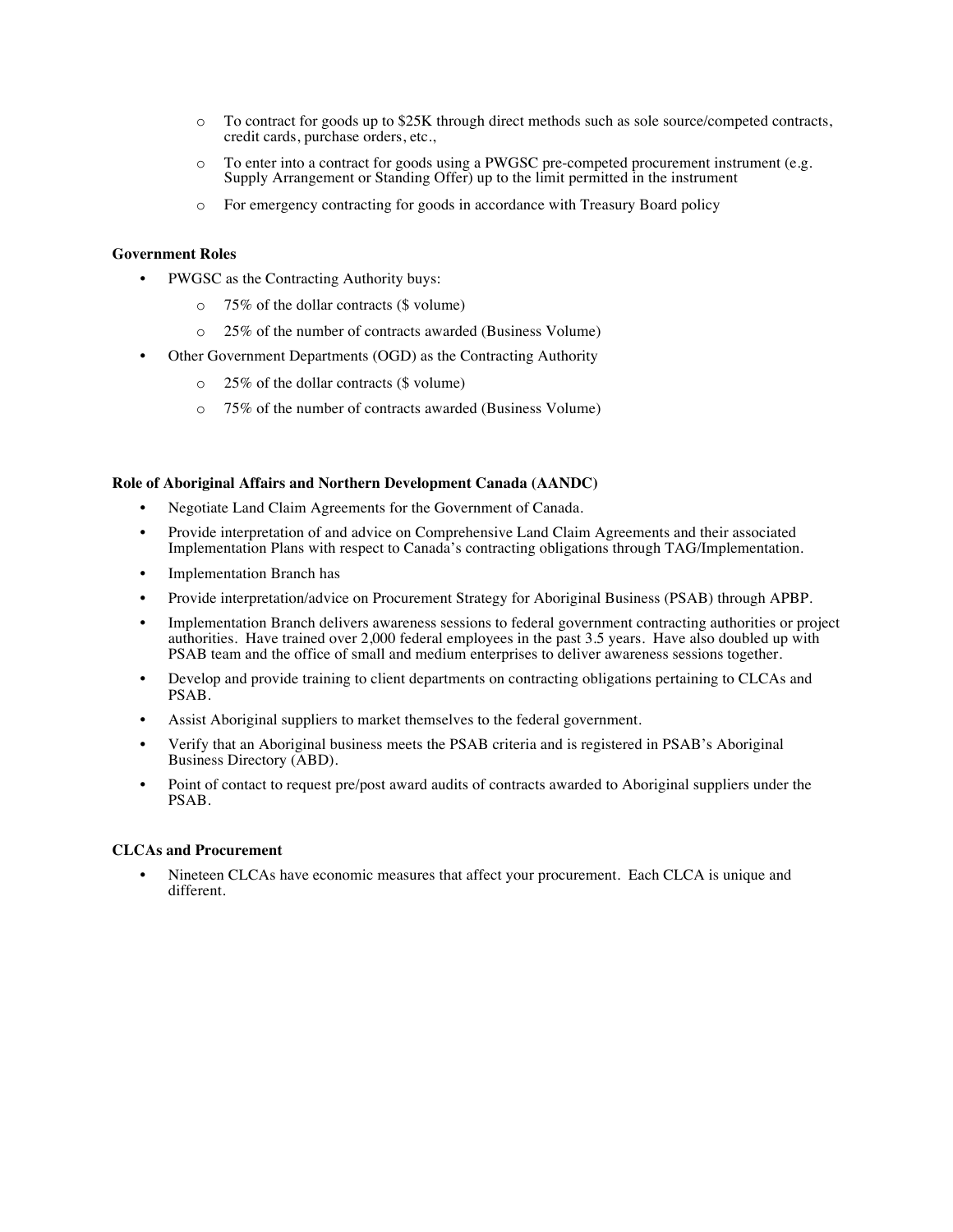- To contract for goods up to $25K through direct methods such as sole source/competed contracts, credit cards, purchase orders, etc.,
  - To enter into a contract for goods using a PWGSC pre-competed procurement instrument (e.g. Supply Arrangement or Standing Offer) up to the limit permitted in the instrument
  - For emergency contracting for goods in accordance with Treasury Board policy

**Government Roles**

- PWGSC as the Contracting Authority buys:
  - 75% of the dollar contracts ($ volume)
  - 25% of the number of contracts awarded (Business Volume)
- Other Government Departments (OGD) as the Contracting Authority
  - 25% of the dollar contracts ($ volume)
  - 75% of the number of contracts awarded (Business Volume)

**Role of Aboriginal Affairs and Northern Development Canada (AANDC)**

- Negotiate Land Claim Agreements for the Government of Canada.
- Provide interpretation of and advice on Comprehensive Land Claim Agreements and their associated Implementation Plans with respect to Canada's contracting obligations through TAG/Implementation.
- Implementation Branch has
- Provide interpretation/advice on Procurement Strategy for Aboriginal Business (PSAB) through APBP.
- Implementation Branch delivers awareness sessions to federal government contracting authorities or project authorities. Have trained over 2,000 federal employees in the past 3.5 years. Have also doubled up with PSAB team and the office of small and medium enterprises to deliver awareness sessions together.
- Develop and provide training to client departments on contracting obligations pertaining to CLCAs and PSAB.
- Assist Aboriginal suppliers to market themselves to the federal government.
- Verify that an Aboriginal business meets the PSAB criteria and is registered in PSAB's Aboriginal Business Directory (ABD).
- Point of contact to request pre/post award audits of contracts awarded to Aboriginal suppliers under the PSAB.

**CLCAs and Procurement**

- Nineteen CLCAs have economic measures that affect your procurement. Each CLCA is unique and different.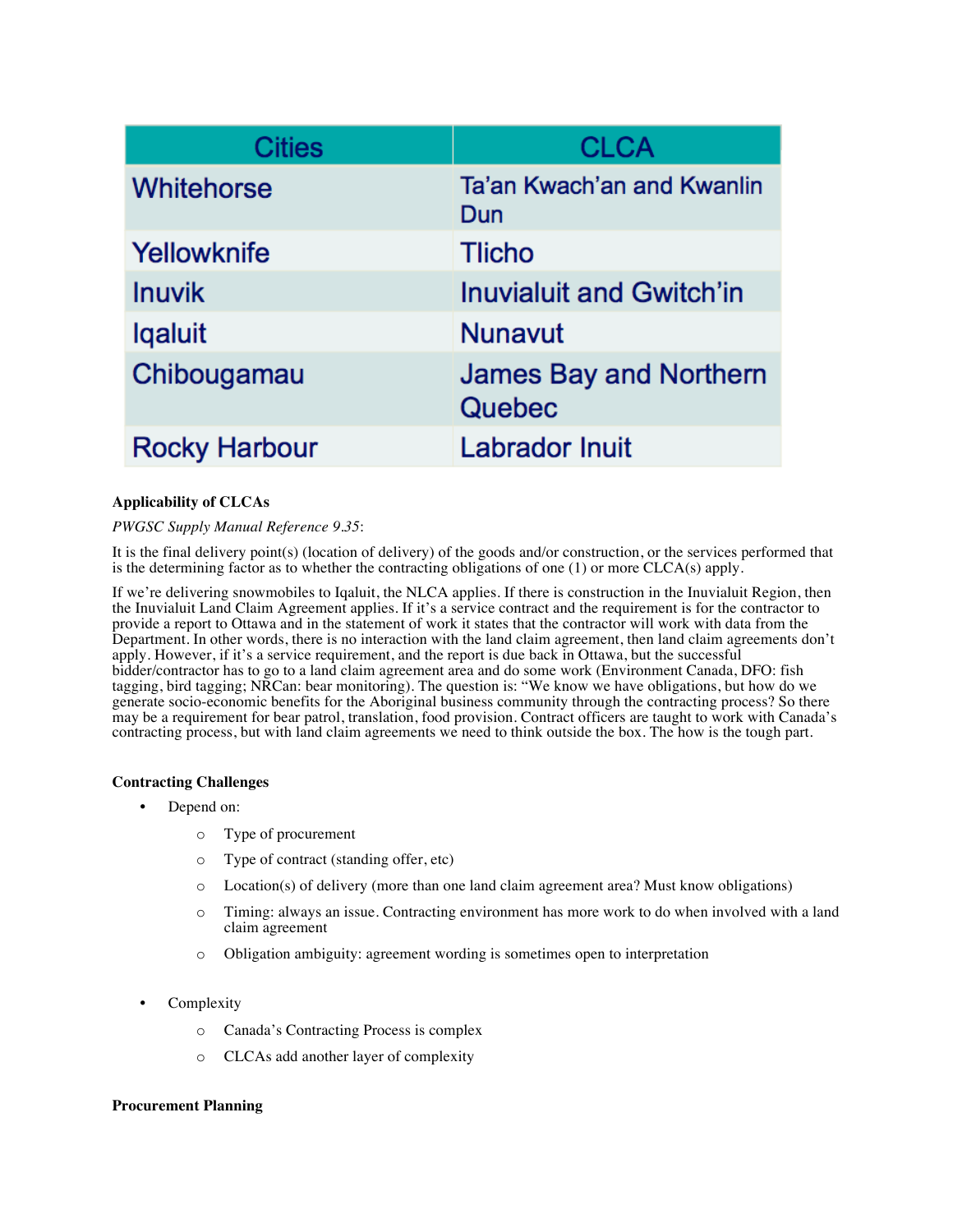| Cities | CLCA |
|---|---|
| Whitehorse | Ta'an Kwach'an and Kwanlin Dun |
| Yellowknife | Tlicho |
| Inuvik | Inuvialuit and Gwitch'in |
| Iqaluit | Nunavut |
| Chibougamau | James Bay and Northern Quebec |
| Rocky Harbour | Labrador Inuit |

**Applicability of CLCAs**

*PWGSC Supply Manual Reference 9.35*:

It is the final delivery point(s) (location of delivery) of the goods and/or construction, or the services performed that is the determining factor as to whether the contracting obligations of one (1) or more CLCA(s) apply.

If we're delivering snowmobiles to Iqaluit, the NLCA applies. If there is construction in the Inuvialuit Region, then the Inuvialuit Land Claim Agreement applies. If it's a service contract and the requirement is for the contractor to provide a report to Ottawa and in the statement of work it states that the contractor will work with data from the Department. In other words, there is no interaction with the land claim agreement, then land claim agreements don't apply. However, if it's a service requirement, and the report is due back in Ottawa, but the successful bidder/contractor has to go to a land claim agreement area and do some work (Environment Canada, DFO: fish tagging, bird tagging; NRCan: bear monitoring). The question is: "We know we have obligations, but how do we generate socio-economic benefits for the Aboriginal business community through the contracting process? So there may be a requirement for bear patrol, translation, food provision. Contract officers are taught to work with Canada's contracting process, but with land claim agreements we need to think outside the box. The how is the tough part.

**Contracting Challenges**

- Depend on:
  - Type of procurement
  - Type of contract (standing offer, etc)
  - Location(s) of delivery (more than one land claim agreement area? Must know obligations)
  - Timing: always an issue. Contracting environment has more work to do when involved with a land claim agreement
  - Obligation ambiguity: agreement wording is sometimes open to interpretation
- Complexity
  - Canada's Contracting Process is complex
  - CLCAs add another layer of complexity

**Procurement Planning**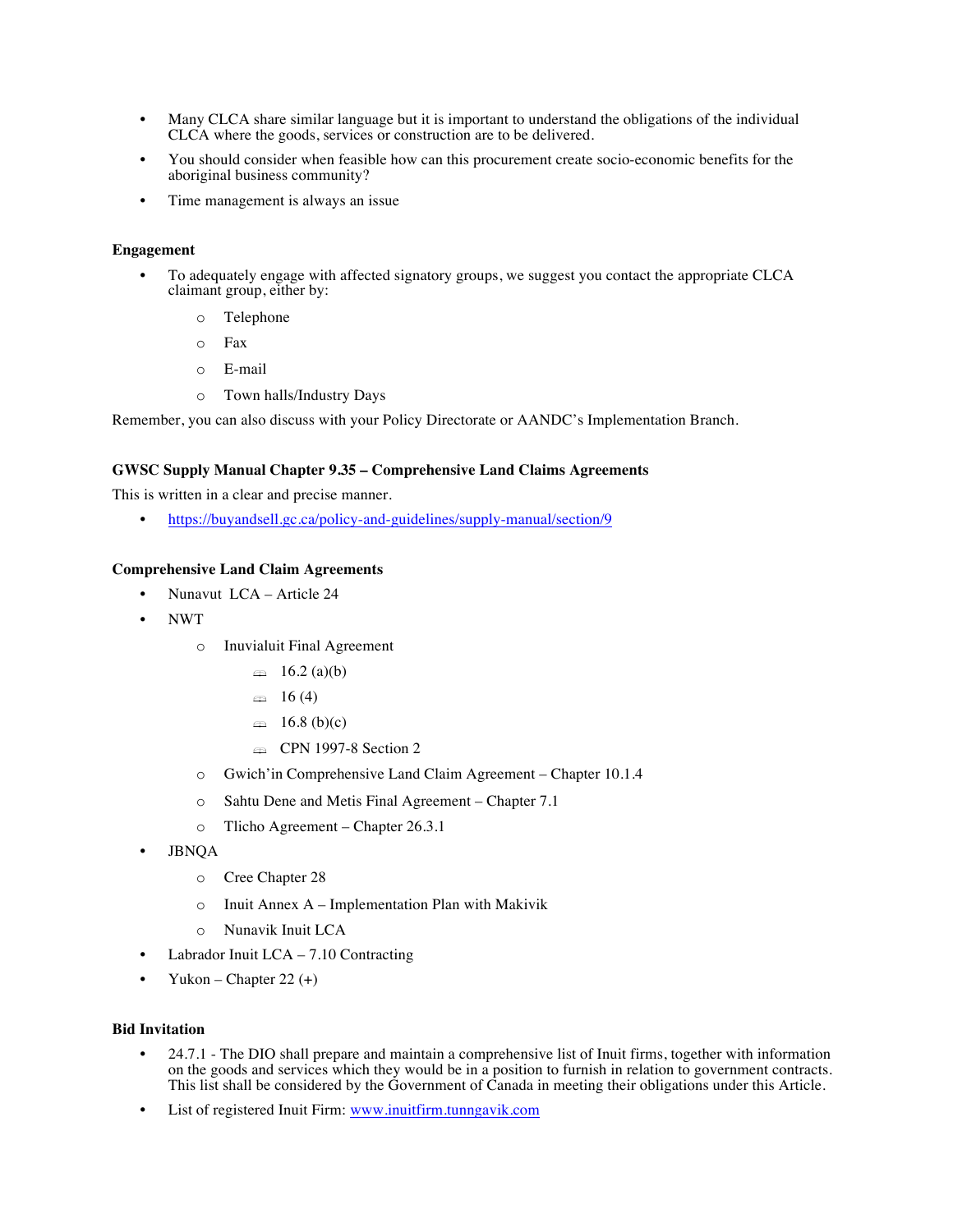- Many CLCA share similar language but it is important to understand the obligations of the individual CLCA where the goods, services or construction are to be delivered.
- You should consider when feasible how can this procurement create socio-economic benefits for the aboriginal business community?
- Time management is always an issue

**Engagement**

- To adequately engage with affected signatory groups, we suggest you contact the appropriate CLCA claimant group, either by:
    - Telephone
    - Fax
    - E-mail
    - Town halls/Industry Days

Remember, you can also discuss with your Policy Directorate or AANDC's Implementation Branch.

**GWSC Supply Manual Chapter 9.35 – Comprehensive Land Claims Agreements**

This is written in a clear and precise manner.

- https://buyandsell.gc.ca/policy-and-guidelines/supply-manual/section/9

**Comprehensive Land Claim Agreements**

- Nunavut LCA – Article 24
- NWT
    - Inuvialuit Final Agreement
        - 16.2 (a)(b)
        - 16 (4)
        - 16.8 (b)(c)
        - CPN 1997-8 Section 2
    - Gwich'in Comprehensive Land Claim Agreement – Chapter 10.1.4
    - Sahtu Dene and Metis Final Agreement – Chapter 7.1
    - Tlicho Agreement – Chapter 26.3.1
- JBNQA
    - Cree Chapter 28
    - Inuit Annex A – Implementation Plan with Makivik
    - Nunavik Inuit LCA
- Labrador Inuit LCA – 7.10 Contracting
- Yukon – Chapter 22 (+)

**Bid Invitation**

- 24.7.1 - The DIO shall prepare and maintain a comprehensive list of Inuit firms, together with information on the goods and services which they would be in a position to furnish in relation to government contracts. This list shall be considered by the Government of Canada in meeting their obligations under this Article.
- List of registered Inuit Firm: www.inuitfirm.tunngavik.com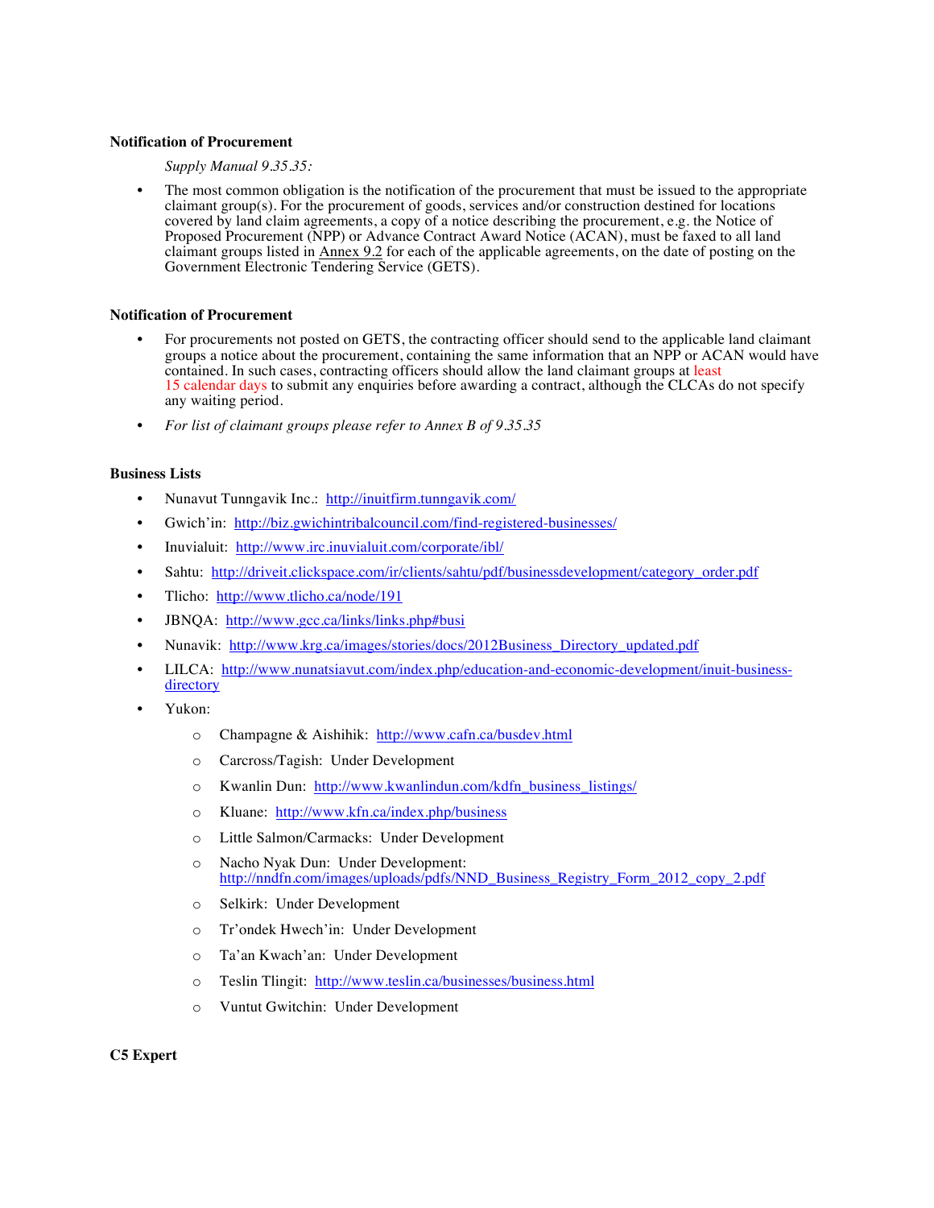**Notification of Procurement**

*Supply Manual 9.35.35:*

- The most common obligation is the notification of the procurement that must be issued to the appropriate claimant group(s). For the procurement of goods, services and/or construction destined for locations covered by land claim agreements, a copy of a notice describing the procurement, e.g. the Notice of Proposed Procurement (NPP) or Advance Contract Award Notice (ACAN), must be faxed to all land claimant groups listed in Annex 9.2 for each of the applicable agreements, on the date of posting on the Government Electronic Tendering Service (GETS).

**Notification of Procurement**

- For procurements not posted on GETS, the contracting officer should send to the applicable land claimant groups a notice about the procurement, containing the same information that an NPP or ACAN would have contained. In such cases, contracting officers should allow the land claimant groups at least 15 calendar days to submit any enquiries before awarding a contract, although the CLCAs do not specify any waiting period.
- *For list of claimant groups please refer to Annex B of 9.35.35*

**Business Lists**

- Nunavut Tunngavik Inc.: http://inuitfirm.tunngavik.com/
- Gwich'in: http://biz.gwichintribalcouncil.com/find-registered-businesses/
- Inuvialuit: http://www.irc.inuvialuit.com/corporate/ibl/
- Sahtu: http://driveit.clickspace.com/ir/clients/sahtu/pdf/businessdevelopment/category_order.pdf
- Tlicho: http://www.tlicho.ca/node/191
- JBNQA: http://www.gcc.ca/links/links.php#busi
- Nunavik: http://www.krg.ca/images/stories/docs/2012Business_Directory_updated.pdf
- LILCA: http://www.nunatsiavut.com/index.php/education-and-economic-development/inuit-business-directory
- Yukon:
  - Champagne & Aishihik: http://www.cafn.ca/busdev.html
  - Carcross/Tagish: Under Development
  - Kwanlin Dun: http://www.kwanlindun.com/kdfn_business_listings/
  - Kluane: http://www.kfn.ca/index.php/business
  - Little Salmon/Carmacks: Under Development
  - Nacho Nyak Dun: Under Development: http://nndfn.com/images/uploads/pdfs/NND_Business_Registry_Form_2012_copy_2.pdf
  - Selkirk: Under Development
  - Tr'ondek Hwech'in: Under Development
  - Ta'an Kwach'an: Under Development
  - Teslin Tlingit: http://www.teslin.ca/businesses/business.html
  - Vuntut Gwitchin: Under Development

**C5 Expert**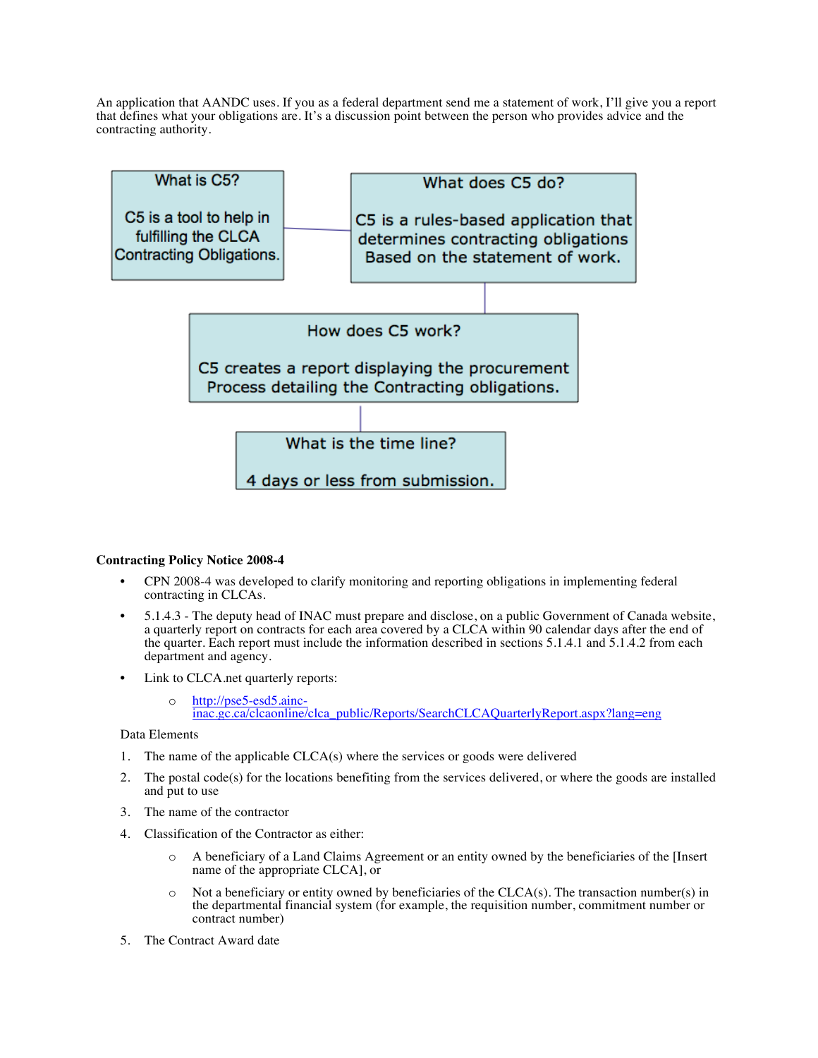An application that AANDC uses. If you as a federal department send me a statement of work, I'll give you a report that defines what your obligations are. It's a discussion point between the person who provides advice and the contracting authority.

**What is C5?**

C5 is a tool to help in fulfilling the CLCA Contracting Obligations.

**What does C5 do?**

C5 is a rules-based application that determines contracting obligations Based on the statement of work.

**How does C5 work?**

C5 creates a report displaying the procurement Process detailing the Contracting obligations.

**What is the time line?**

4 days or less from submission.

**Contracting Policy Notice 2008-4**

- CPN 2008-4 was developed to clarify monitoring and reporting obligations in implementing federal contracting in CLCAs.
- 5.1.4.3 - The deputy head of INAC must prepare and disclose, on a public Government of Canada website, a quarterly report on contracts for each area covered by a CLCA within 90 calendar days after the end of the quarter. Each report must include the information described in sections 5.1.4.1 and 5.1.4.2 from each department and agency.
- Link to CLCA.net quarterly reports:
  - http://pse5-esd5.ainc-inac.gc.ca/clcaonline/clca_public/Reports/SearchCLCAQuarterlyReport.aspx?lang=eng

Data Elements

1. The name of the applicable CLCA(s) where the services or goods were delivered
2. The postal code(s) for the locations benefiting from the services delivered, or where the goods are installed and put to use
3. The name of the contractor
4. Classification of the Contractor as either:
   - A beneficiary of a Land Claims Agreement or an entity owned by the beneficiaries of the [Insert name of the appropriate CLCA], or
   - Not a beneficiary or entity owned by beneficiaries of the CLCA(s). The transaction number(s) in the departmental financial system (for example, the requisition number, commitment number or contract number)
5. The Contract Award date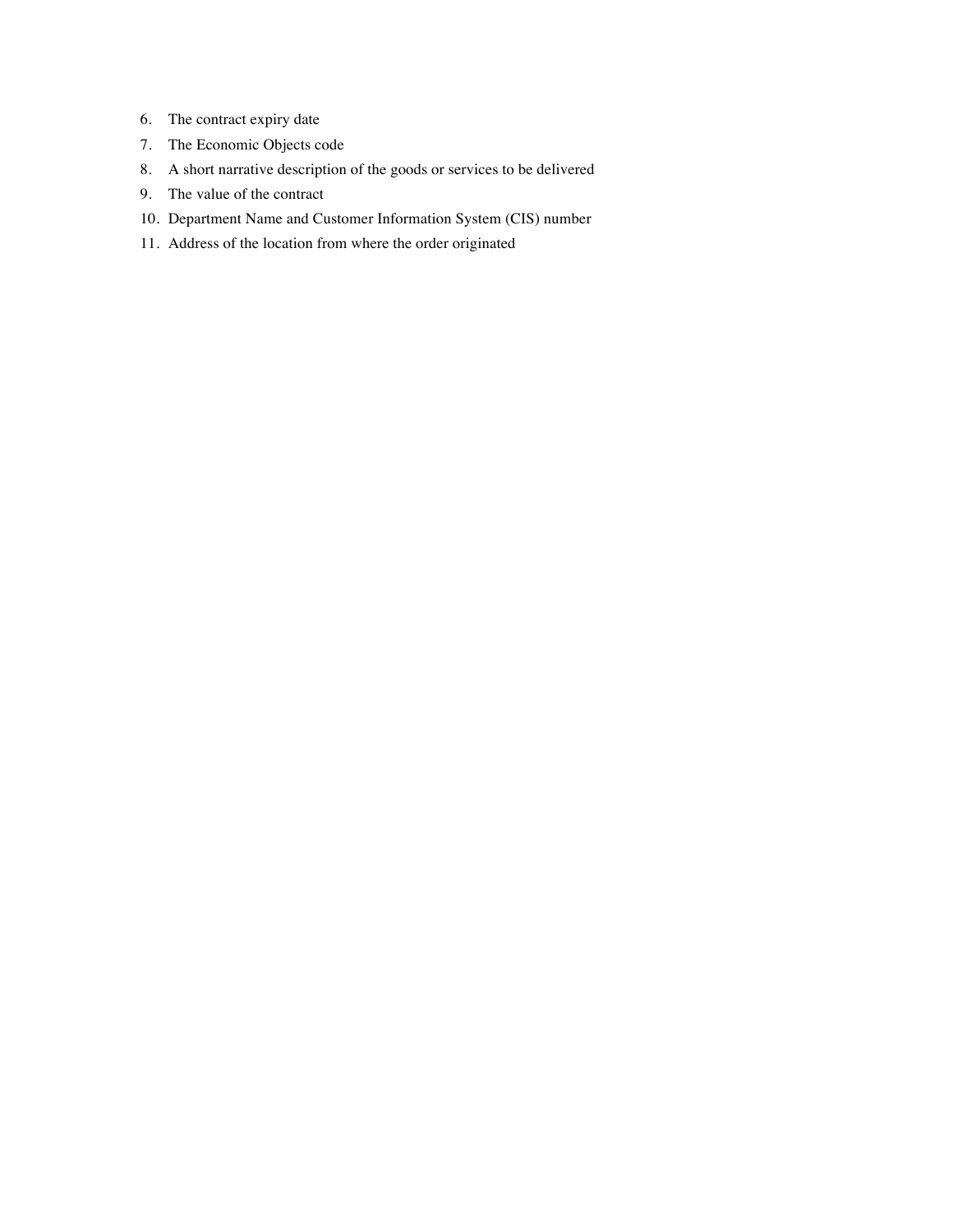6. The contract expiry date
7. The Economic Objects code
8. A short narrative description of the goods or services to be delivered
9. The value of the contract
10. Department Name and Customer Information System (CIS) number
11. Address of the location from where the order originated